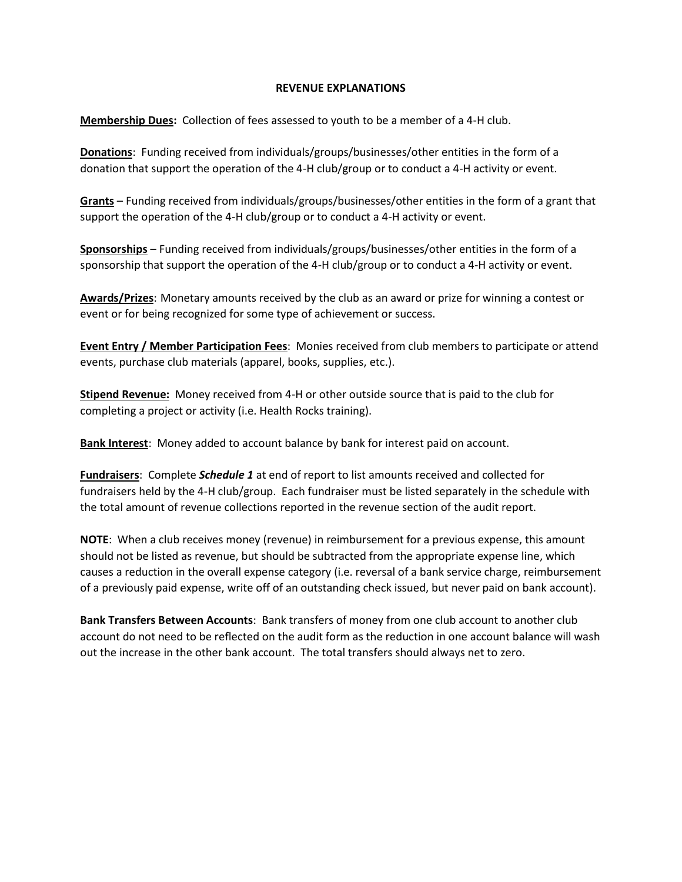## REVENUE EXPLANATIONS

**Membership Dues:** Collection of fees assessed to youth to be a member of a 4-H club.

**Donations**: Funding received from individuals/groups/businesses/other entities in the form of a donation that support the operation of the 4-H club/group or to conduct a 4-H activity or event.

**Grants** – Funding received from individuals/groups/businesses/other entities in the form of a grant that support the operation of the 4-H club/group or to conduct a 4-H activity or event.

**Sponsorships** – Funding received from individuals/groups/businesses/other entities in the form of a sponsorship that support the operation of the 4-H club/group or to conduct a 4-H activity or event.

**Awards/Prizes**: Monetary amounts received by the club as an award or prize for winning a contest or event or for being recognized for some type of achievement or success.

**Event Entry / Member Participation Fees**: Monies received from club members to participate or attend events, purchase club materials (apparel, books, supplies, etc.).

**Stipend Revenue:** Money received from 4-H or other outside source that is paid to the club for completing a project or activity (i.e. Health Rocks training).

**Bank Interest**: Money added to account balance by bank for interest paid on account.

**Fundraisers**: Complete ***Schedule 1*** at end of report to list amounts received and collected for fundraisers held by the 4-H club/group. Each fundraiser must be listed separately in the schedule with the total amount of revenue collections reported in the revenue section of the audit report.

**NOTE**: When a club receives money (revenue) in reimbursement for a previous expense, this amount should not be listed as revenue, but should be subtracted from the appropriate expense line, which causes a reduction in the overall expense category (i.e. reversal of a bank service charge, reimbursement of a previously paid expense, write off of an outstanding check issued, but never paid on bank account).

**Bank Transfers Between Accounts**: Bank transfers of money from one club account to another club account do not need to be reflected on the audit form as the reduction in one account balance will wash out the increase in the other bank account. The total transfers should always net to zero.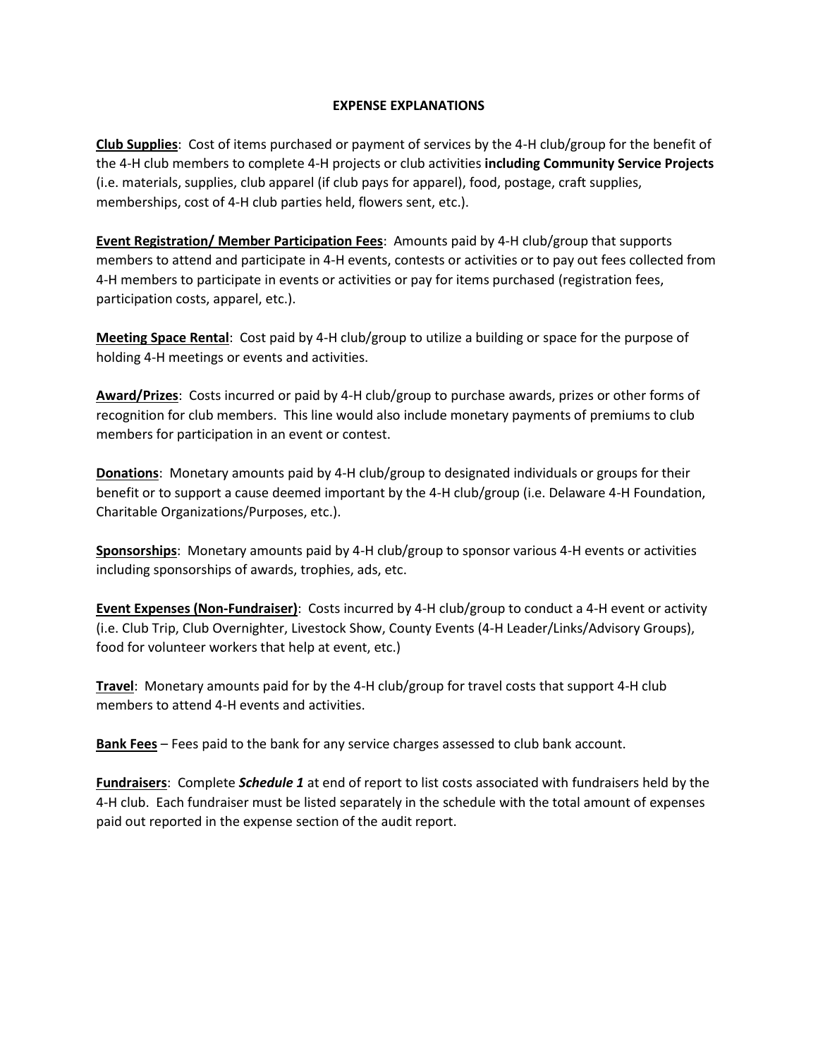## EXPENSE EXPLANATIONS

**Club Supplies**: Cost of items purchased or payment of services by the 4-H club/group for the benefit of the 4-H club members to complete 4-H projects or club activities **including Community Service Projects** (i.e. materials, supplies, club apparel (if club pays for apparel), food, postage, craft supplies, memberships, cost of 4-H club parties held, flowers sent, etc.).

**Event Registration/ Member Participation Fees**: Amounts paid by 4-H club/group that supports members to attend and participate in 4-H events, contests or activities or to pay out fees collected from 4-H members to participate in events or activities or pay for items purchased (registration fees, participation costs, apparel, etc.).

**Meeting Space Rental**: Cost paid by 4-H club/group to utilize a building or space for the purpose of holding 4-H meetings or events and activities.

**Award/Prizes**: Costs incurred or paid by 4-H club/group to purchase awards, prizes or other forms of recognition for club members. This line would also include monetary payments of premiums to club members for participation in an event or contest.

**Donations**: Monetary amounts paid by 4-H club/group to designated individuals or groups for their benefit or to support a cause deemed important by the 4-H club/group (i.e. Delaware 4-H Foundation, Charitable Organizations/Purposes, etc.).

**Sponsorships**: Monetary amounts paid by 4-H club/group to sponsor various 4-H events or activities including sponsorships of awards, trophies, ads, etc.

**Event Expenses (Non-Fundraiser)**: Costs incurred by 4-H club/group to conduct a 4-H event or activity (i.e. Club Trip, Club Overnighter, Livestock Show, County Events (4-H Leader/Links/Advisory Groups), food for volunteer workers that help at event, etc.)

**Travel**: Monetary amounts paid for by the 4-H club/group for travel costs that support 4-H club members to attend 4-H events and activities.

**Bank Fees** – Fees paid to the bank for any service charges assessed to club bank account.

**Fundraisers**: Complete ***Schedule 1*** at end of report to list costs associated with fundraisers held by the 4-H club. Each fundraiser must be listed separately in the schedule with the total amount of expenses paid out reported in the expense section of the audit report.